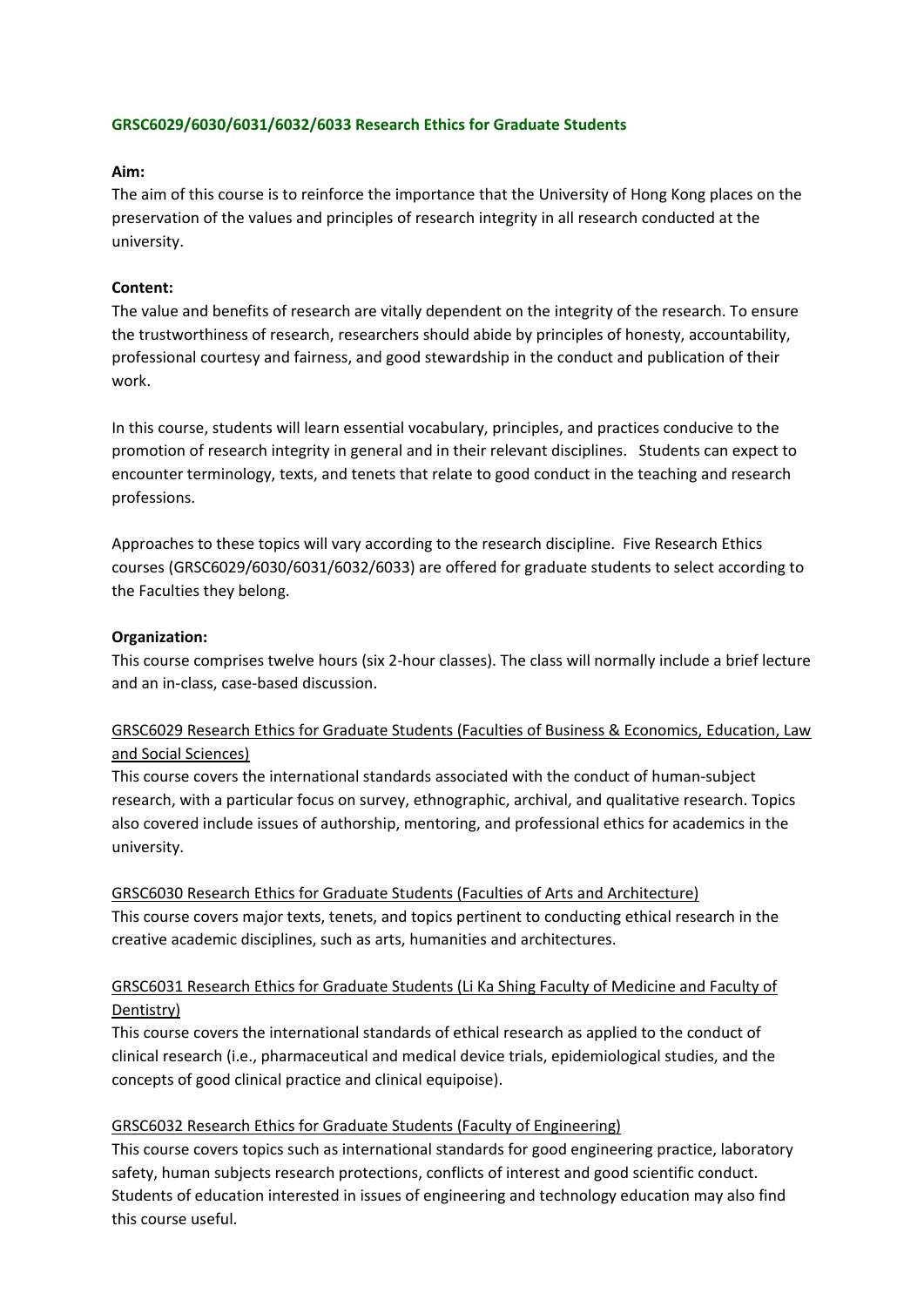# GRSC6029/6030/6031/6032/6033 Research Ethics for Graduate Students

**Aim:**

The aim of this course is to reinforce the importance that the University of Hong Kong places on the preservation of the values and principles of research integrity in all research conducted at the university.

**Content:**

The value and benefits of research are vitally dependent on the integrity of the research. To ensure the trustworthiness of research, researchers should abide by principles of honesty, accountability, professional courtesy and fairness, and good stewardship in the conduct and publication of their work.

In this course, students will learn essential vocabulary, principles, and practices conducive to the promotion of research integrity in general and in their relevant disciplines. Students can expect to encounter terminology, texts, and tenets that relate to good conduct in the teaching and research professions.

Approaches to these topics will vary according to the research discipline. Five Research Ethics courses (GRSC6029/6030/6031/6032/6033) are offered for graduate students to select according to the Faculties they belong.

**Organization:**

This course comprises twelve hours (six 2-hour classes). The class will normally include a brief lecture and an in-class, case-based discussion.

GRSC6029 Research Ethics for Graduate Students (Faculties of Business & Economics, Education, Law and Social Sciences)

This course covers the international standards associated with the conduct of human-subject research, with a particular focus on survey, ethnographic, archival, and qualitative research. Topics also covered include issues of authorship, mentoring, and professional ethics for academics in the university.

GRSC6030 Research Ethics for Graduate Students (Faculties of Arts and Architecture)

This course covers major texts, tenets, and topics pertinent to conducting ethical research in the creative academic disciplines, such as arts, humanities and architectures.

GRSC6031 Research Ethics for Graduate Students (Li Ka Shing Faculty of Medicine and Faculty of Dentistry)

This course covers the international standards of ethical research as applied to the conduct of clinical research (i.e., pharmaceutical and medical device trials, epidemiological studies, and the concepts of good clinical practice and clinical equipoise).

GRSC6032 Research Ethics for Graduate Students (Faculty of Engineering)

This course covers topics such as international standards for good engineering practice, laboratory safety, human subjects research protections, conflicts of interest and good scientific conduct. Students of education interested in issues of engineering and technology education may also find this course useful.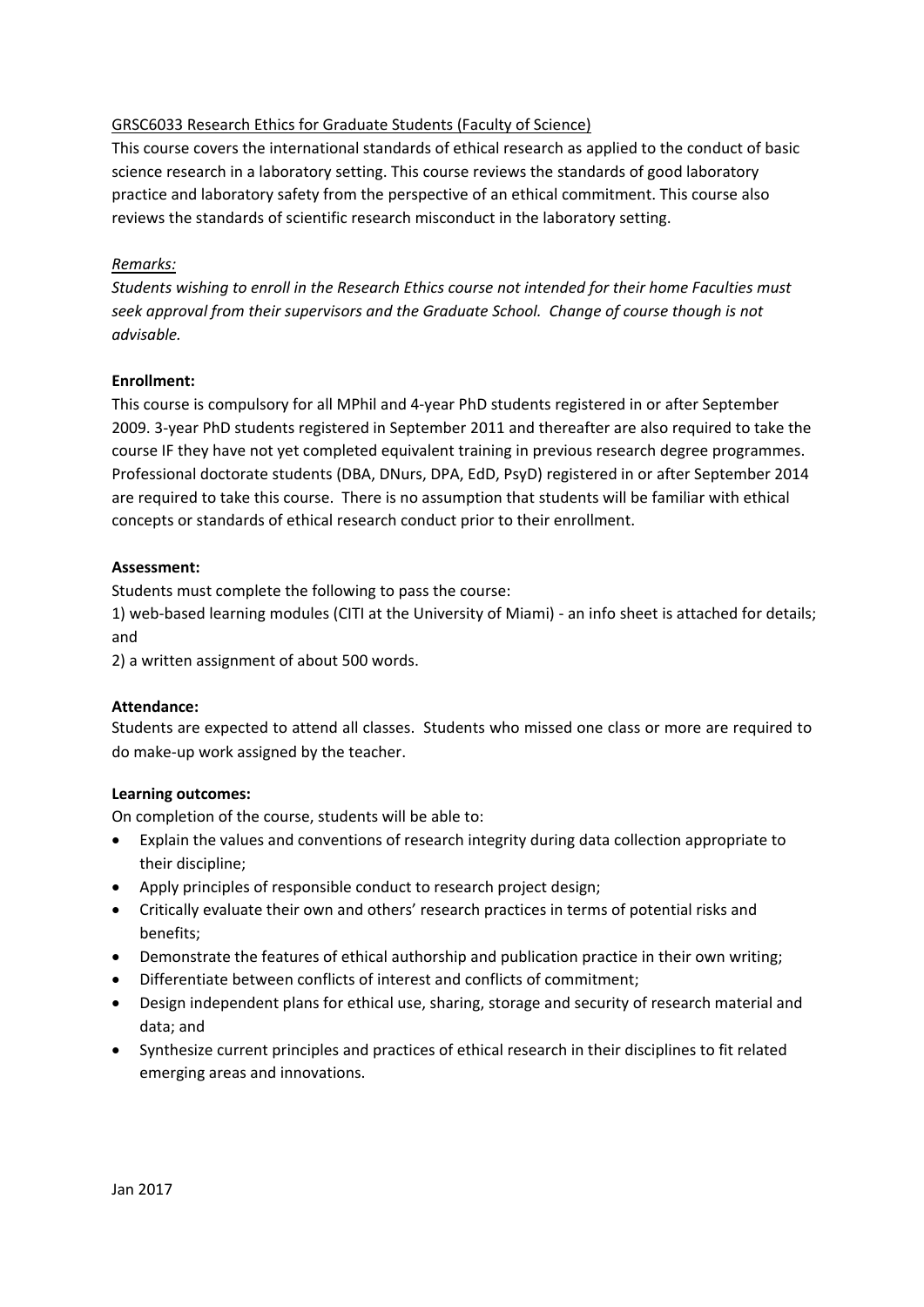GRSC6033 Research Ethics for Graduate Students (Faculty of Science)

This course covers the international standards of ethical research as applied to the conduct of basic science research in a laboratory setting. This course reviews the standards of good laboratory practice and laboratory safety from the perspective of an ethical commitment. This course also reviews the standards of scientific research misconduct in the laboratory setting.

*Remarks:*

*Students wishing to enroll in the Research Ethics course not intended for their home Faculties must seek approval from their supervisors and the Graduate School. Change of course though is not advisable.*

**Enrollment:**

This course is compulsory for all MPhil and 4-year PhD students registered in or after September 2009. 3-year PhD students registered in September 2011 and thereafter are also required to take the course IF they have not yet completed equivalent training in previous research degree programmes. Professional doctorate students (DBA, DNurs, DPA, EdD, PsyD) registered in or after September 2014 are required to take this course. There is no assumption that students will be familiar with ethical concepts or standards of ethical research conduct prior to their enrollment.

**Assessment:**

Students must complete the following to pass the course:

1) web-based learning modules (CITI at the University of Miami) - an info sheet is attached for details; and

2) a written assignment of about 500 words.

**Attendance:**

Students are expected to attend all classes. Students who missed one class or more are required to do make-up work assigned by the teacher.

**Learning outcomes:**

On completion of the course, students will be able to:

- Explain the values and conventions of research integrity during data collection appropriate to their discipline;
- Apply principles of responsible conduct to research project design;
- Critically evaluate their own and others' research practices in terms of potential risks and benefits;
- Demonstrate the features of ethical authorship and publication practice in their own writing;
- Differentiate between conflicts of interest and conflicts of commitment;
- Design independent plans for ethical use, sharing, storage and security of research material and data; and
- Synthesize current principles and practices of ethical research in their disciplines to fit related emerging areas and innovations.

Jan 2017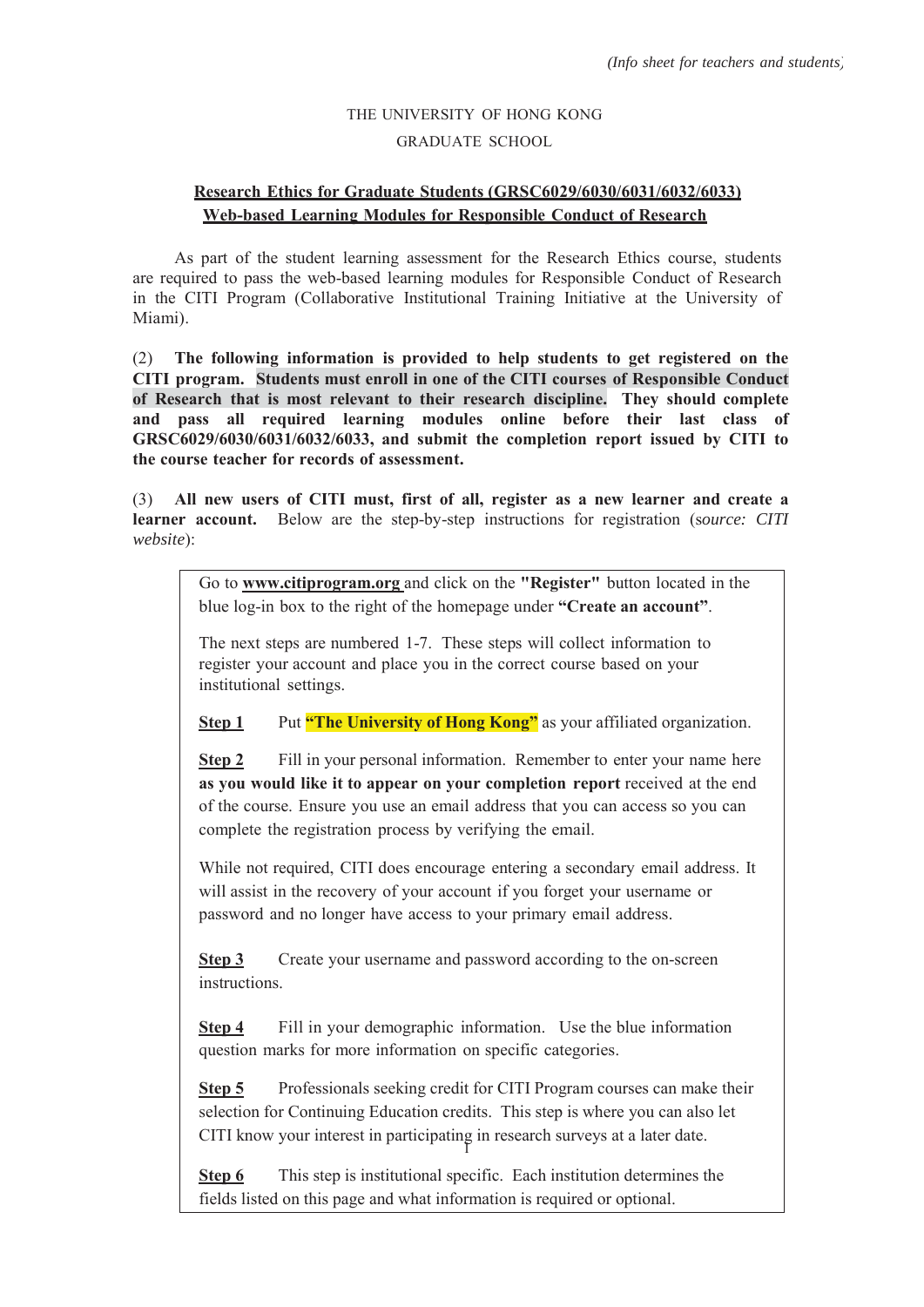*(Info sheet for teachers and students)*

THE UNIVERSITY OF HONG KONG

GRADUATE SCHOOL

**Research Ethics for Graduate Students (GRSC6029/6030/6031/6032/6033)**
**Web-based Learning Modules for Responsible Conduct of Research**

As part of the student learning assessment for the Research Ethics course, students are required to pass the web-based learning modules for Responsible Conduct of Research in the CITI Program (Collaborative Institutional Training Initiative at the University of Miami).

(2) **The following information is provided to help students to get registered on the CITI program. Students must enroll in one of the CITI courses of Responsible Conduct of Research that is most relevant to their research discipline. They should complete and pass all required learning modules online before their last class of GRSC6029/6030/6031/6032/6033, and submit the completion report issued by CITI to the course teacher for records of assessment.**

(3) **All new users of CITI must, first of all, register as a new learner and create a learner account.** Below are the step-by-step instructions for registration (*source: CITI website*):

Go to **www.citiprogram.org** and click on the **"Register"** button located in the blue log-in box to the right of the homepage under **"Create an account"**.

The next steps are numbered 1-7. These steps will collect information to register your account and place you in the correct course based on your institutional settings.

**Step 1** Put **"The University of Hong Kong"** as your affiliated organization.

**Step 2** Fill in your personal information. Remember to enter your name here **as you would like it to appear on your completion report** received at the end of the course. Ensure you use an email address that you can access so you can complete the registration process by verifying the email.

While not required, CITI does encourage entering a secondary email address. It will assist in the recovery of your account if you forget your username or password and no longer have access to your primary email address.

**Step 3** Create your username and password according to the on-screen instructions.

**Step 4** Fill in your demographic information. Use the blue information question marks for more information on specific categories.

**Step 5** Professionals seeking credit for CITI Program courses can make their selection for Continuing Education credits. This step is where you can also let CITI know your interest in participating in research surveys at a later date.

**Step 6** This step is institutional specific. Each institution determines the fields listed on this page and what information is required or optional.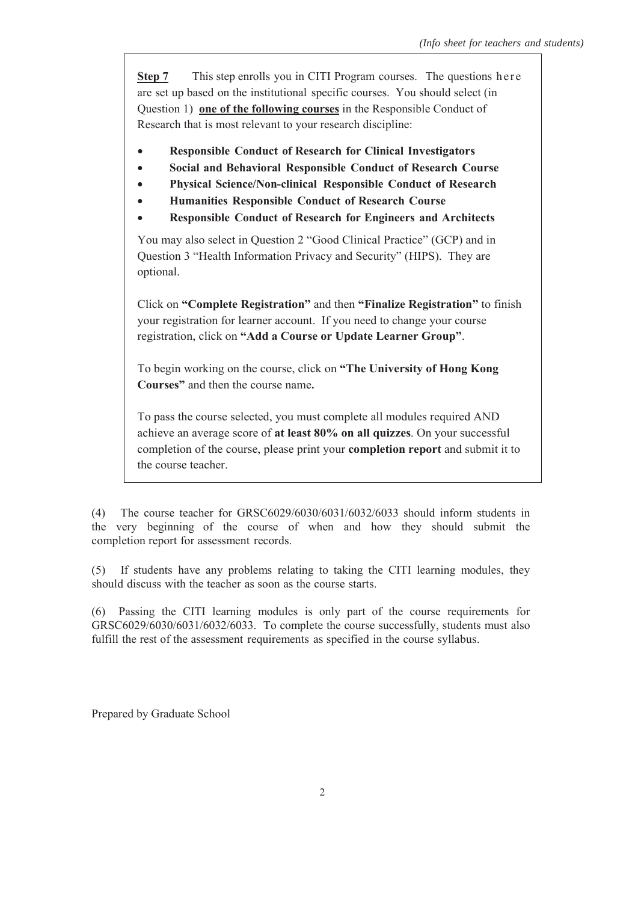**Step 7** This step enrolls you in CITI Program courses. The questions here are set up based on the institutional specific courses. You should select (in Question 1) **one of the following courses** in the Responsible Conduct of Research that is most relevant to your research discipline:

- **Responsible Conduct of Research for Clinical Investigators**
- **Social and Behavioral Responsible Conduct of Research Course**
- **Physical Science/Non-clinical Responsible Conduct of Research**
- **Humanities Responsible Conduct of Research Course**
- **Responsible Conduct of Research for Engineers and Architects**

You may also select in Question 2 "Good Clinical Practice" (GCP) and in Question 3 "Health Information Privacy and Security" (HIPS). They are optional.

Click on **"Complete Registration"** and then **"Finalize Registration"** to finish your registration for learner account. If you need to change your course registration, click on **"Add a Course or Update Learner Group"**.

To begin working on the course, click on **"The University of Hong Kong Courses"** and then the course name**.**

To pass the course selected, you must complete all modules required AND achieve an average score of **at least 80% on all quizzes**. On your successful completion of the course, please print your **completion report** and submit it to the course teacher.

(4) The course teacher for GRSC6029/6030/6031/6032/6033 should inform students in the very beginning of the course of when and how they should submit the completion report for assessment records.

(5) If students have any problems relating to taking the CITI learning modules, they should discuss with the teacher as soon as the course starts.

(6) Passing the CITI learning modules is only part of the course requirements for GRSC6029/6030/6031/6032/6033. To complete the course successfully, students must also fulfill the rest of the assessment requirements as specified in the course syllabus.

Prepared by Graduate School